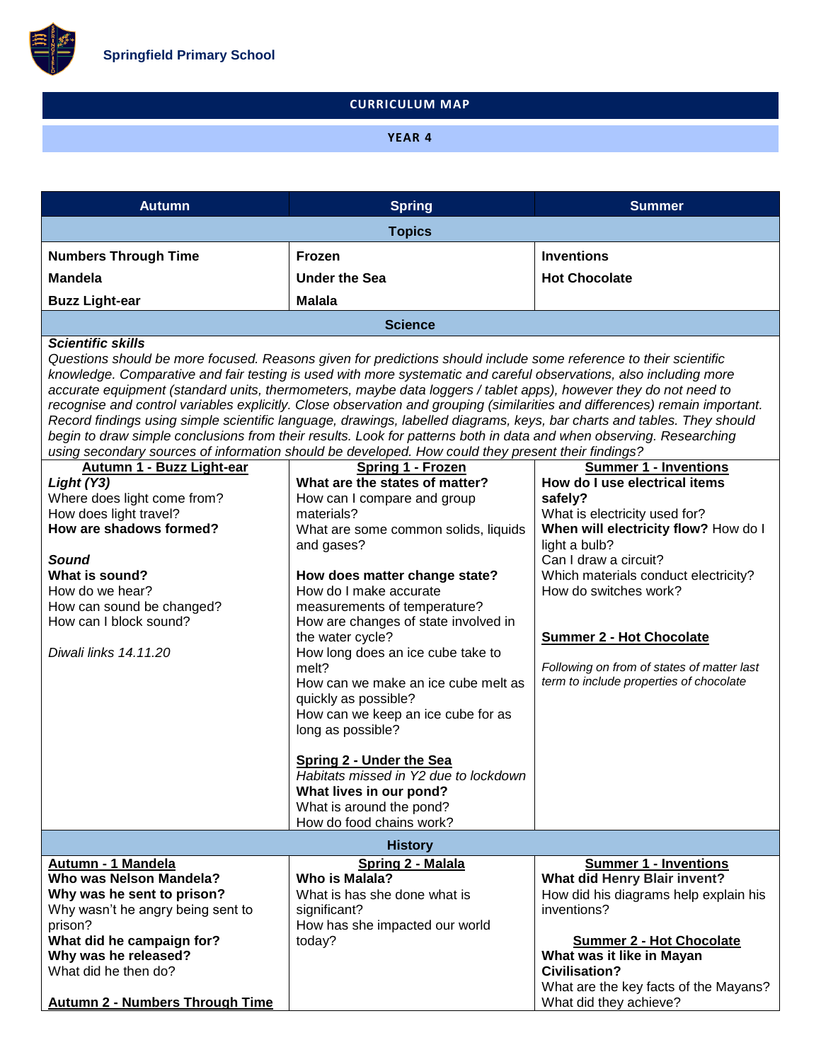**Springfield Primary School**

## CURRICULUM MAP

### YEAR 4

| Autumn | Spring | Summer |
| --- | --- | --- |
| **Topics** | | |
| **Numbers Through Time**<br>**Mandela**<br>**Buzz Light-ear** | **Frozen**<br>**Under the Sea**<br>**Malala** | **Inventions**<br>**Hot Chocolate** |
| **Science** | | |
| ***Scientific skills***<br>*Questions should be more focused. Reasons given for predictions should include some reference to their scientific knowledge. Comparative and fair testing is used with more systematic and careful observations, also including more accurate equipment (standard units, thermometers, maybe data loggers / tablet apps), however they do not need to recognise and control variables explicitly. Close observation and grouping (similarities and differences) remain important. Record findings using simple scientific language, drawings, labelled diagrams, keys, bar charts and tables. They should begin to draw simple conclusions from their results. Look for patterns both in data and when observing. Researching using secondary sources of information should be developed. How could they present their findings?* | | |
| **Autumn 1 - Buzz Light-ear**<br>***Light (Y3)***<br>Where does light come from?<br>How does light travel?<br>**How are shadows formed?**<br><br>***Sound***<br>**What is sound?**<br>How do we hear?<br>How can sound be changed?<br>How can I block sound?<br><br>*Diwali links 14.11.20* | **Spring 1 - Frozen**<br>**What are the states of matter?**<br>How can I compare and group materials?<br>What are some common solids, liquids and gases?<br><br>**How does matter change state?**<br>How do I make accurate measurements of temperature?<br>How are changes of state involved in the water cycle?<br>How long does an ice cube take to melt?<br>How can we make an ice cube melt as quickly as possible?<br>How can we keep an ice cube for as long as possible?<br><br>**Spring 2 - Under the Sea**<br>*Habitats missed in Y2 due to lockdown*<br>**What lives in our pond?**<br>What is around the pond?<br>How do food chains work? | **Summer 1 - Inventions**<br>**How do I use electrical items safely?**<br>What is electricity used for?<br>**When will electricity flow?** How do I light a bulb?<br>Can I draw a circuit?<br>Which materials conduct electricity?<br>How do switches work?<br><br>**Summer 2 - Hot Chocolate**<br><br>*Following on from of states of matter last term to include properties of chocolate* |
| **History** | | |
| **Autumn - 1 Mandela**<br>**Who was Nelson Mandela?**<br>**Why was he sent to prison?**<br>Why wasn't he angry being sent to prison?<br>**What did he campaign for?**<br>**Why was he released?**<br>What did he then do?<br><br>**Autumn 2 - Numbers Through Time** | **Spring 2 - Malala**<br>**Who is Malala?**<br>What is has she done what is significant?<br>How has she impacted our world today? | **Summer 1 - Inventions**<br>**What did Henry Blair invent?**<br>How did his diagrams help explain his inventions?<br><br>**Summer 2 - Hot Chocolate**<br>**What was it like in Mayan Civilisation?**<br>What are the key facts of the Mayans?<br>What did they achieve? |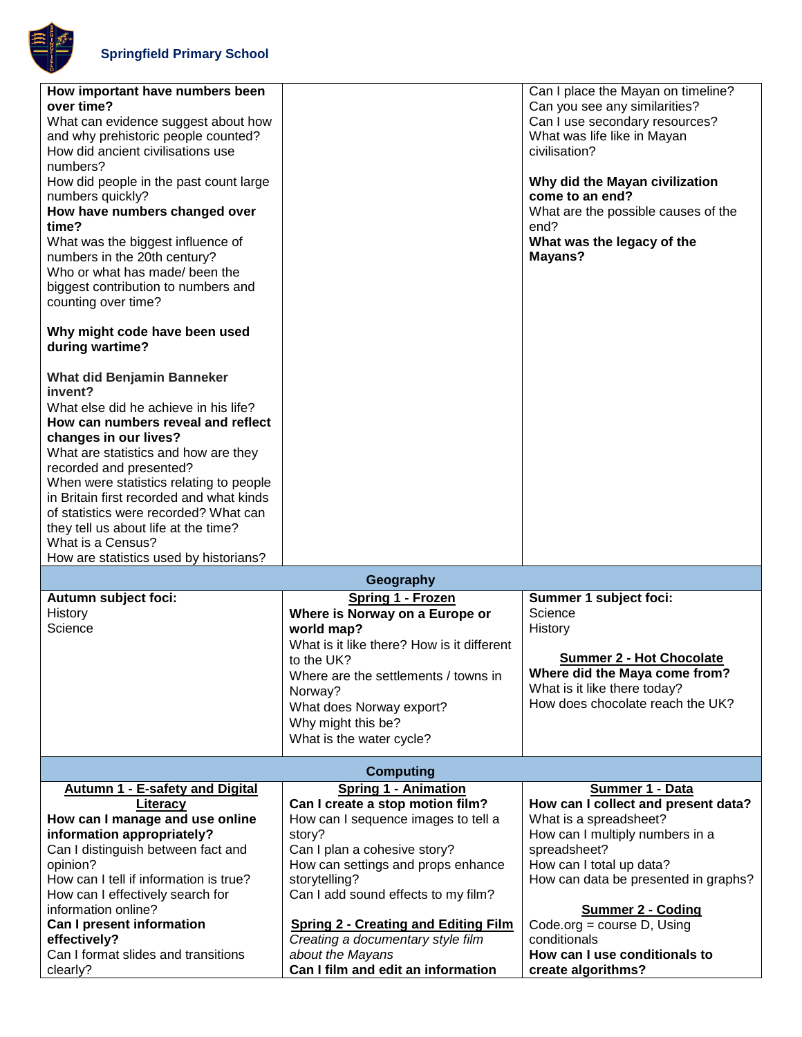| | | |
|---|---|---|
| **How important have numbers been over time?**<br>What can evidence suggest about how and why prehistoric people counted?<br>How did ancient civilisations use numbers?<br>How did people in the past count large numbers quickly?<br>**How have numbers changed over time?**<br>What was the biggest influence of numbers in the 20th century?<br>Who or what has made/ been the biggest contribution to numbers and counting over time?<br><br>**Why might code have been used during wartime?**<br><br>**What did Benjamin Banneker invent?**<br>What else did he achieve in his life?<br>**How can numbers reveal and reflect changes in our lives?**<br>What are statistics and how are they recorded and presented?<br>When were statistics relating to people in Britain first recorded and what kinds of statistics were recorded? What can they tell us about life at the time?<br>What is a Census?<br>How are statistics used by historians? | | Can I place the Mayan on timeline?<br>Can you see any similarities?<br>Can I use secondary resources?<br>What was life like in Mayan civilisation?<br><br>**Why did the Mayan civilization come to an end?**<br>What are the possible causes of the end?<br>**What was the legacy of the Mayans?** |
| **Geography** | | |
| **Autumn subject foci:**<br>History<br>Science | **Spring 1 - Frozen**<br>**Where is Norway on a Europe or world map?**<br>What is it like there? How is it different to the UK?<br>Where are the settlements / towns in Norway?<br>What does Norway export?<br>Why might this be?<br>What is the water cycle? | **Summer 1 subject foci:**<br>Science<br>History<br><br>**Summer 2 - Hot Chocolate**<br>**Where did the Maya come from?**<br>What is it like there today?<br>How does chocolate reach the UK? |
| **Computing** | | |
| **Autumn 1 - E-safety and Digital Literacy**<br>**How can I manage and use online information appropriately?**<br>Can I distinguish between fact and opinion?<br>How can I tell if information is true?<br>How can I effectively search for information online?<br>**Can I present information effectively?**<br>Can I format slides and transitions clearly? | **Spring 1 - Animation**<br>**Can I create a stop motion film?**<br>How can I sequence images to tell a story?<br>Can I plan a cohesive story?<br>How can settings and props enhance storytelling?<br>Can I add sound effects to my film?<br><br>**Spring 2 - Creating and Editing Film**<br>*Creating a documentary style film about the Mayans*<br>**Can I film and edit an information** | **Summer 1 - Data**<br>**How can I collect and present data?**<br>What is a spreadsheet?<br>How can I multiply numbers in a spreadsheet?<br>How can I total up data?<br>How can data be presented in graphs?<br><br>**Summer 2 - Coding**<br>Code.org = course D, Using conditionals<br>**How can I use conditionals to create algorithms?** |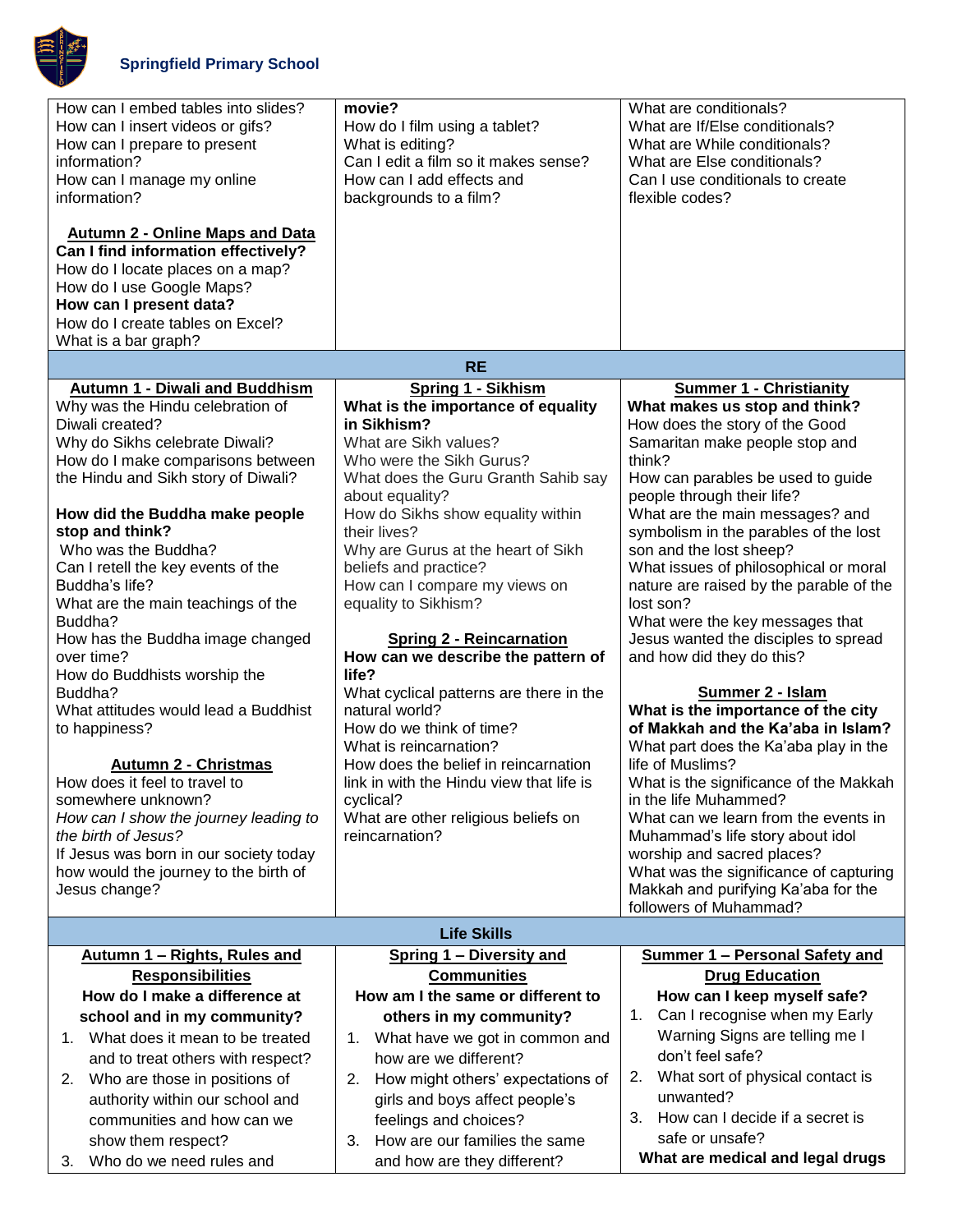**Springfield Primary School**

| | | |
|---|---|---|
| How can I embed tables into slides?<br>How can I insert videos or gifs?<br>How can I prepare to present information?<br>How can I manage my online information?<br><br>**Autumn 2 - Online Maps and Data**<br>**Can I find information effectively?**<br>How do I locate places on a map?<br>How do I use Google Maps?<br>**How can I present data?**<br>How do I create tables on Excel?<br>What is a bar graph? | **movie?**<br>How do I film using a tablet?<br>What is editing?<br>Can I edit a film so it makes sense?<br>How can I add effects and backgrounds to a film? | What are conditionals?<br>What are If/Else conditionals?<br>What are While conditionals?<br>What are Else conditionals?<br>Can I use conditionals to create flexible codes? |
| | **RE** | |
| **Autumn 1 - Diwali and Buddhism**<br>Why was the Hindu celebration of Diwali created?<br>Why do Sikhs celebrate Diwali?<br>How do I make comparisons between the Hindu and Sikh story of Diwali?<br><br>**How did the Buddha make people stop and think?**<br>Who was the Buddha?<br>Can I retell the key events of the Buddha's life?<br>What are the main teachings of the Buddha?<br>How has the Buddha image changed over time?<br>How do Buddhists worship the Buddha?<br>What attitudes would lead a Buddhist to happiness?<br><br>**Autumn 2 - Christmas**<br>How does it feel to travel to somewhere unknown?<br>*How can I show the journey leading to the birth of Jesus?*<br>If Jesus was born in our society today how would the journey to the birth of Jesus change? | **Spring 1 - Sikhism**<br>**What is the importance of equality in Sikhism?**<br>What are Sikh values?<br>Who were the Sikh Gurus?<br>What does the Guru Granth Sahib say about equality?<br>How do Sikhs show equality within their lives?<br>Why are Gurus at the heart of Sikh beliefs and practice?<br>How can I compare my views on equality to Sikhism?<br><br>**Spring 2 - Reincarnation**<br>**How can we describe the pattern of life?**<br>What cyclical patterns are there in the natural world?<br>How do we think of time?<br>What is reincarnation?<br>How does the belief in reincarnation link in with the Hindu view that life is cyclical?<br>What are other religious beliefs on reincarnation? | **Summer 1 - Christianity**<br>**What makes us stop and think?**<br>How does the story of the Good Samaritan make people stop and think?<br>How can parables be used to guide people through their life?<br>What are the main messages? and symbolism in the parables of the lost son and the lost sheep?<br>What issues of philosophical or moral nature are raised by the parable of the lost son?<br>What were the key messages that Jesus wanted the disciples to spread and how did they do this?<br><br>**Summer 2 - Islam**<br>**What is the importance of the city of Makkah and the Ka'aba in Islam?**<br>What part does the Ka'aba play in the life of Muslims?<br>What is the significance of the Makkah in the life Muhammed?<br>What can we learn from the events in Muhammad's life story about idol worship and sacred places?<br>What was the significance of capturing Makkah and purifying Ka'aba for the followers of Muhammad? |
| | **Life Skills** | |
| **Autumn 1 – Rights, Rules and Responsibilities**<br>**How do I make a difference at school and in my community?**<br>1. What does it mean to be treated and to treat others with respect?<br>2. Who are those in positions of authority within our school and communities and how can we show them respect?<br>3. Who do we need rules and | **Spring 1 – Diversity and Communities**<br>**How am I the same or different to others in my community?**<br>1. What have we got in common and how are we different?<br>2. How might others' expectations of girls and boys affect people's feelings and choices?<br>3. How are our families the same and how are they different? | **Summer 1 – Personal Safety and Drug Education**<br>**How can I keep myself safe?**<br>1. Can I recognise when my Early Warning Signs are telling me I don't feel safe?<br>2. What sort of physical contact is unwanted?<br>3. How can I decide if a secret is safe or unsafe?<br>**What are medical and legal drugs** |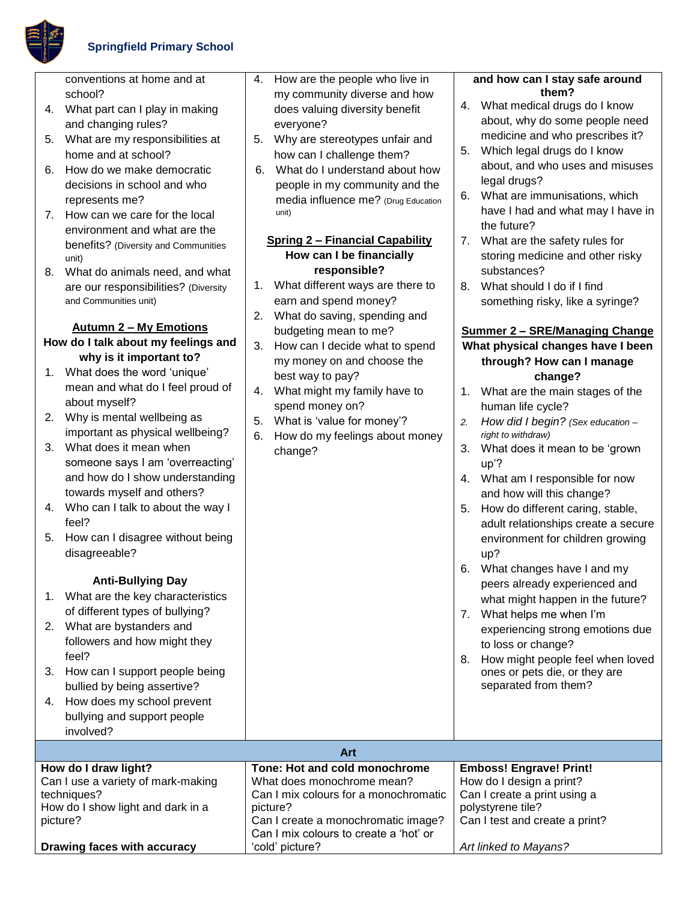**Springfield Primary School**

conventions at home and at school?

4. What part can I play in making and changing rules?
5. What are my responsibilities at home and at school?
6. How do we make democratic decisions in school and who represents me?
7. How can we care for the local environment and what are the benefits? (Diversity and Communities unit)
8. What do animals need, and what are our responsibilities? (Diversity and Communities unit)

**Autumn 2 – My Emotions**

**How do I talk about my feelings and why is it important to?**

1. What does the word 'unique' mean and what do I feel proud of about myself?
2. Why is mental wellbeing as important as physical wellbeing?
3. What does it mean when someone says I am 'overreacting' and how do I show understanding towards myself and others?
4. Who can I talk to about the way I feel?
5. How can I disagree without being disagreeable?

**Anti-Bullying Day**

1. What are the key characteristics of different types of bullying?
2. What are bystanders and followers and how might they feel?
3. How can I support people being bullied by being assertive?
4. How does my school prevent bullying and support people involved?

4. How are the people who live in my community diverse and how does valuing diversity benefit everyone?
5. Why are stereotypes unfair and how can I challenge them?
6. What do I understand about how people in my community and the media influence me? (Drug Education unit)

**Spring 2 – Financial Capability**

**How can I be financially responsible?**

1. What different ways are there to earn and spend money?
2. What do saving, spending and budgeting mean to me?
3. How can I decide what to spend my money on and choose the best way to pay?
4. What might my family have to spend money on?
5. What is 'value for money'?
6. How do my feelings about money change?

**and how can I stay safe around them?**

4. What medical drugs do I know about, why do some people need medicine and who prescribes it?
5. Which legal drugs do I know about, and who uses and misuses legal drugs?
6. What are immunisations, which have I had and what may I have in the future?
7. What are the safety rules for storing medicine and other risky substances?
8. What should I do if I find something risky, like a syringe?

**Summer 2 – SRE/Managing Change**

**What physical changes have I been through? How can I manage change?**

1. What are the main stages of the human life cycle?
2. *How did I begin? (Sex education – right to withdraw)*
3. What does it mean to be 'grown up'?
4. What am I responsible for now and how will this change?
5. How do different caring, stable, adult relationships create a secure environment for children growing up?
6. What changes have I and my peers already experienced and what might happen in the future?
7. What helps me when I'm experiencing strong emotions due to loss or change?
8. How might people feel when loved ones or pets die, or they are separated from them?

## Art

| | | |
|---|---|---|
| **How do I draw light?**<br>Can I use a variety of mark-making techniques?<br>How do I show light and dark in a picture?<br><br>**Drawing faces with accuracy** | **Tone: Hot and cold monochrome**<br>What does monochrome mean?<br>Can I mix colours for a monochromatic picture?<br>Can I create a monochromatic image?<br>Can I mix colours to create a 'hot' or 'cold' picture? | **Emboss! Engrave! Print!**<br>How do I design a print?<br>Can I create a print using a polystyrene tile?<br>Can I test and create a print?<br><br>*Art linked to Mayans?* |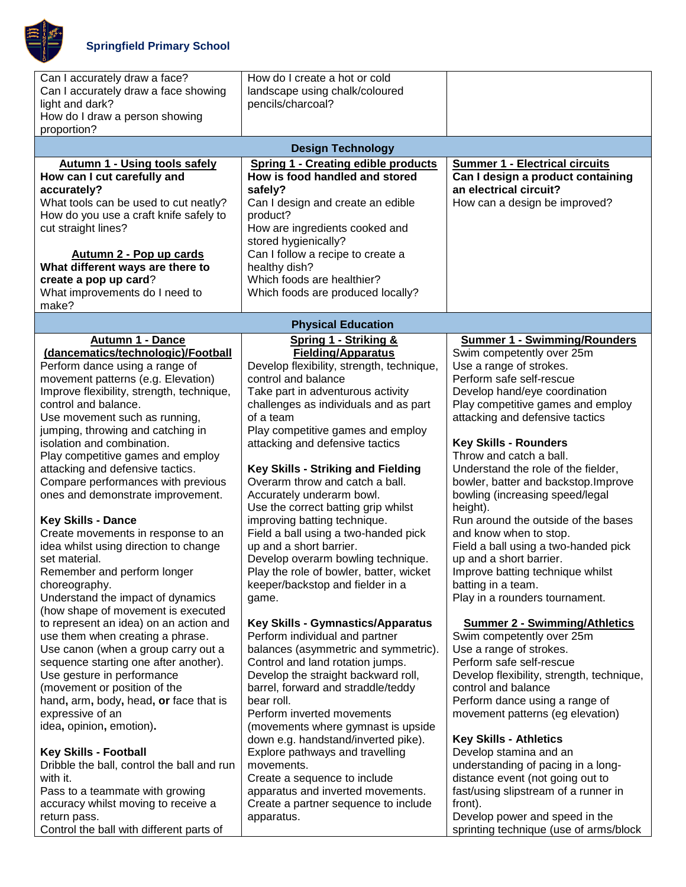Springfield Primary School

| | | |
|---|---|---|
| Can I accurately draw a face?<br>Can I accurately draw a face showing light and dark?<br>How do I draw a person showing proportion? | How do I create a hot or cold landscape using chalk/coloured pencils/charcoal? | |
| **Design Technology** | | |
| **Autumn 1 - Using tools safely**<br>**How can I cut carefully and accurately?**<br>What tools can be used to cut neatly?<br>How do you use a craft knife safely to cut straight lines?<br><br>**Autumn 2 - Pop up cards**<br>**What different ways are there to create a pop up card**?<br>What improvements do I need to make? | **Spring 1 - Creating edible products**<br>**How is food handled and stored safely?**<br>Can I design and create an edible product?<br>How are ingredients cooked and stored hygienically?<br>Can I follow a recipe to create a healthy dish?<br>Which foods are healthier?<br>Which foods are produced locally? | **Summer 1 - Electrical circuits**<br>**Can I design a product containing an electrical circuit?**<br>How can a design be improved? |
| **Physical Education** | | |
| **Autumn 1 - Dance (dancematics/technologic)/Football**<br>Perform dance using a range of movement patterns (e.g. Elevation)<br>Improve flexibility, strength, technique, control and balance.<br>Use movement such as running, jumping, throwing and catching in isolation and combination.<br>Play competitive games and employ attacking and defensive tactics.<br>Compare performances with previous ones and demonstrate improvement.<br><br>**Key Skills - Dance**<br>Create movements in response to an idea whilst using direction to change set material.<br>Remember and perform longer choreography.<br>Understand the impact of dynamics (how shape of movement is executed to represent an idea) on an action and use them when creating a phrase.<br>Use canon (when a group carry out a sequence starting one after another).<br>Use gesture in performance (movement or position of the hand**,** arm**,** body**,** head**, or** face that is expressive of an idea**,** opinion**,** emotion)**.**<br><br>**Key Skills - Football**<br>Dribble the ball, control the ball and run with it.<br>Pass to a teammate with growing accuracy whilst moving to receive a return pass.<br>Control the ball with different parts of | **Spring 1 - Striking & Fielding/Apparatus**<br>Develop flexibility, strength, technique, control and balance<br>Take part in adventurous activity challenges as individuals and as part of a team<br>Play competitive games and employ attacking and defensive tactics<br><br>**Key Skills - Striking and Fielding**<br>Overarm throw and catch a ball.<br>Accurately underarm bowl.<br>Use the correct batting grip whilst improving batting technique.<br>Field a ball using a two-handed pick up and a short barrier.<br>Develop overarm bowling technique.<br>Play the role of bowler, batter, wicket keeper/backstop and fielder in a game.<br><br>**Key Skills - Gymnastics/Apparatus**<br>Perform individual and partner balances (asymmetric and symmetric).<br>Control and land rotation jumps.<br>Develop the straight backward roll, barrel, forward and straddle/teddy bear roll.<br>Perform inverted movements (movements where gymnast is upside down e.g. handstand/inverted pike).<br>Explore pathways and travelling movements.<br>Create a sequence to include apparatus and inverted movements.<br>Create a partner sequence to include apparatus. | **Summer 1 - Swimming/Rounders**<br>Swim competently over 25m<br>Use a range of strokes.<br>Perform safe self-rescue<br>Develop hand/eye coordination<br>Play competitive games and employ attacking and defensive tactics<br><br>**Key Skills - Rounders**<br>Throw and catch a ball.<br>Understand the role of the fielder, bowler, batter and backstop.Improve bowling (increasing speed/legal height).<br>Run around the outside of the bases and know when to stop.<br>Field a ball using a two-handed pick up and a short barrier.<br>Improve batting technique whilst batting in a team.<br>Play in a rounders tournament.<br><br>**Summer 2 - Swimming/Athletics**<br>Swim competently over 25m<br>Use a range of strokes.<br>Perform safe self-rescue<br>Develop flexibility, strength, technique, control and balance<br>Perform dance using a range of movement patterns (eg elevation)<br><br>**Key Skills - Athletics**<br>Develop stamina and an understanding of pacing in a long-distance event (not going out to fast/using slipstream of a runner in front).<br>Develop power and speed in the sprinting technique (use of arms/block |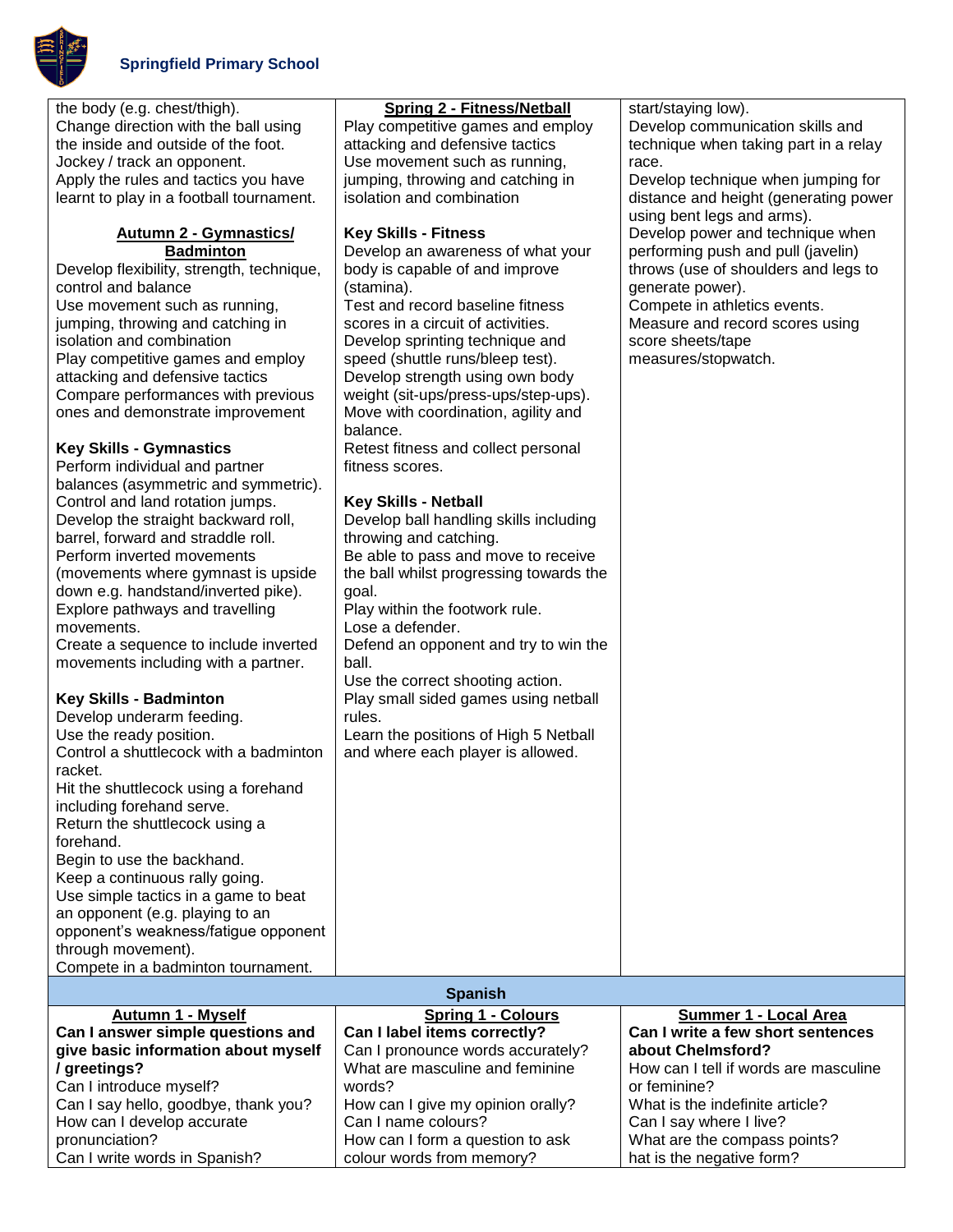| | | |
|---|---|---|
| the body (e.g. chest/thigh).<br>Change direction with the ball using the inside and outside of the foot.<br>Jockey / track an opponent.<br>Apply the rules and tactics you have learnt to play in a football tournament.<br><br>**Autumn 2 - Gymnastics/ Badminton**<br>Develop flexibility, strength, technique, control and balance<br>Use movement such as running, jumping, throwing and catching in isolation and combination<br>Play competitive games and employ attacking and defensive tactics<br>Compare performances with previous ones and demonstrate improvement<br><br>**Key Skills - Gymnastics**<br>Perform individual and partner balances (asymmetric and symmetric).<br>Control and land rotation jumps.<br>Develop the straight backward roll, barrel, forward and straddle roll.<br>Perform inverted movements (movements where gymnast is upside down e.g. handstand/inverted pike).<br>Explore pathways and travelling movements.<br>Create a sequence to include inverted movements including with a partner.<br><br>**Key Skills - Badminton**<br>Develop underarm feeding.<br>Use the ready position.<br>Control a shuttlecock with a badminton racket.<br>Hit the shuttlecock using a forehand including forehand serve.<br>Return the shuttlecock using a forehand.<br>Begin to use the backhand.<br>Keep a continuous rally going.<br>Use simple tactics in a game to beat an opponent (e.g. playing to an opponent's weakness/fatigue opponent through movement).<br>Compete in a badminton tournament. | **Spring 2 - Fitness/Netball**<br>Play competitive games and employ attacking and defensive tactics<br>Use movement such as running, jumping, throwing and catching in isolation and combination<br><br>**Key Skills - Fitness**<br>Develop an awareness of what your body is capable of and improve (stamina).<br>Test and record baseline fitness scores in a circuit of activities.<br>Develop sprinting technique and speed (shuttle runs/bleep test).<br>Develop strength using own body weight (sit-ups/press-ups/step-ups).<br>Move with coordination, agility and balance.<br>Retest fitness and collect personal fitness scores.<br><br>**Key Skills - Netball**<br>Develop ball handling skills including throwing and catching.<br>Be able to pass and move to receive the ball whilst progressing towards the goal.<br>Play within the footwork rule.<br>Lose a defender.<br>Defend an opponent and try to win the ball.<br>Use the correct shooting action.<br>Play small sided games using netball rules.<br>Learn the positions of High 5 Netball and where each player is allowed. | start/staying low).<br>Develop communication skills and technique when taking part in a relay race.<br>Develop technique when jumping for distance and height (generating power using bent legs and arms).<br>Develop power and technique when performing push and pull (javelin) throws (use of shoulders and legs to generate power).<br>Compete in athletics events.<br>Measure and record scores using score sheets/tape measures/stopwatch. |
| **Spanish** | | |
| **Autumn 1 - Myself**<br>**Can I answer simple questions and give basic information about myself / greetings?**<br>Can I introduce myself?<br>Can I say hello, goodbye, thank you?<br>How can I develop accurate pronunciation?<br>Can I write words in Spanish? | **Spring 1 - Colours**<br>**Can I label items correctly?**<br>Can I pronounce words accurately?<br>What are masculine and feminine words?<br>How can I give my opinion orally?<br>Can I name colours?<br>How can I form a question to ask colour words from memory? | **Summer 1 - Local Area**<br>**Can I write a few short sentences about Chelmsford?**<br>How can I tell if words are masculine or feminine?<br>What is the indefinite article?<br>Can I say where I live?<br>What are the compass points?<br>hat is the negative form? |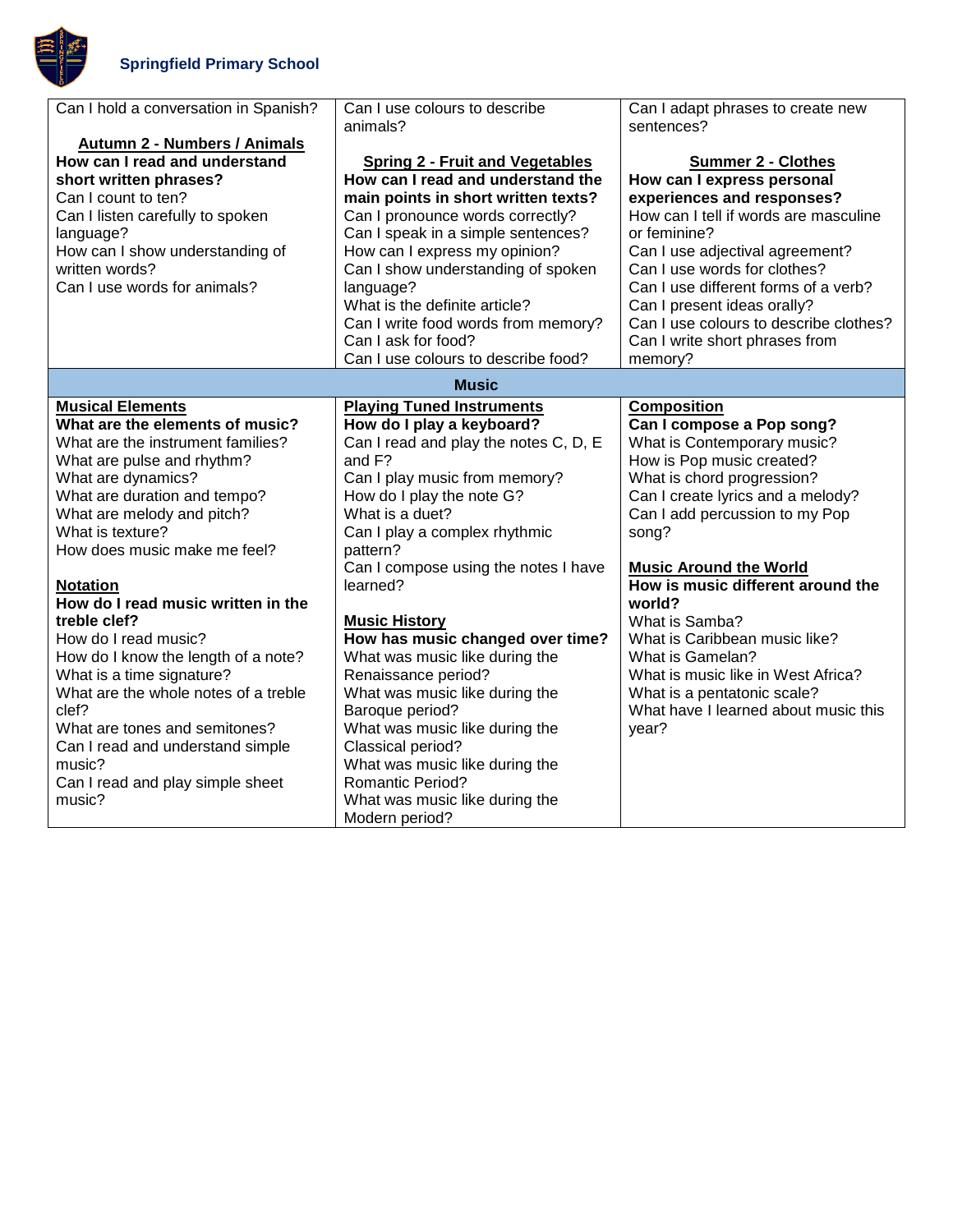**Springfield Primary School**

| | | |
|---|---|---|
| Can I hold a conversation in Spanish?<br><br>**Autumn 2 - Numbers / Animals**<br>**How can I read and understand short written phrases?**<br>Can I count to ten?<br>Can I listen carefully to spoken language?<br>How can I show understanding of written words?<br>Can I use words for animals? | Can I use colours to describe animals?<br><br>**Spring 2 - Fruit and Vegetables**<br>**How can I read and understand the main points in short written texts?**<br>Can I pronounce words correctly?<br>Can I speak in a simple sentences?<br>How can I express my opinion?<br>Can I show understanding of spoken language?<br>What is the definite article?<br>Can I write food words from memory?<br>Can I ask for food?<br>Can I use colours to describe food? | Can I adapt phrases to create new sentences?<br><br>**Summer 2 - Clothes**<br>**How can I express personal experiences and responses?**<br>How can I tell if words are masculine or feminine?<br>Can I use adjectival agreement?<br>Can I use words for clothes?<br>Can I use different forms of a verb?<br>Can I present ideas orally?<br>Can I use colours to describe clothes?<br>Can I write short phrases from memory? |
| **Music** | | |
| **Musical Elements**<br>**What are the elements of music?**<br>What are the instrument families?<br>What are pulse and rhythm?<br>What are dynamics?<br>What are duration and tempo?<br>What are melody and pitch?<br>What is texture?<br>How does music make me feel?<br><br>**Notation**<br>**How do I read music written in the treble clef?**<br>How do I read music?<br>How do I know the length of a note?<br>What is a time signature?<br>What are the whole notes of a treble clef?<br>What are tones and semitones?<br>Can I read and understand simple music?<br>Can I read and play simple sheet music? | **Playing Tuned Instruments**<br>**How do I play a keyboard?**<br>Can I read and play the notes C, D, E and F?<br>Can I play music from memory?<br>How do I play the note G?<br>What is a duet?<br>Can I play a complex rhythmic pattern?<br>Can I compose using the notes I have learned?<br><br>**Music History**<br>**How has music changed over time?**<br>What was music like during the Renaissance period?<br>What was music like during the Baroque period?<br>What was music like during the Classical period?<br>What was music like during the Romantic Period?<br>What was music like during the Modern period? | **Composition**<br>**Can I compose a Pop song?**<br>What is Contemporary music?<br>How is Pop music created?<br>What is chord progression?<br>Can I create lyrics and a melody?<br>Can I add percussion to my Pop song?<br><br>**Music Around the World**<br>**How is music different around the world?**<br>What is Samba?<br>What is Caribbean music like?<br>What is Gamelan?<br>What is music like in West Africa?<br>What is a pentatonic scale?<br>What have I learned about music this year? |